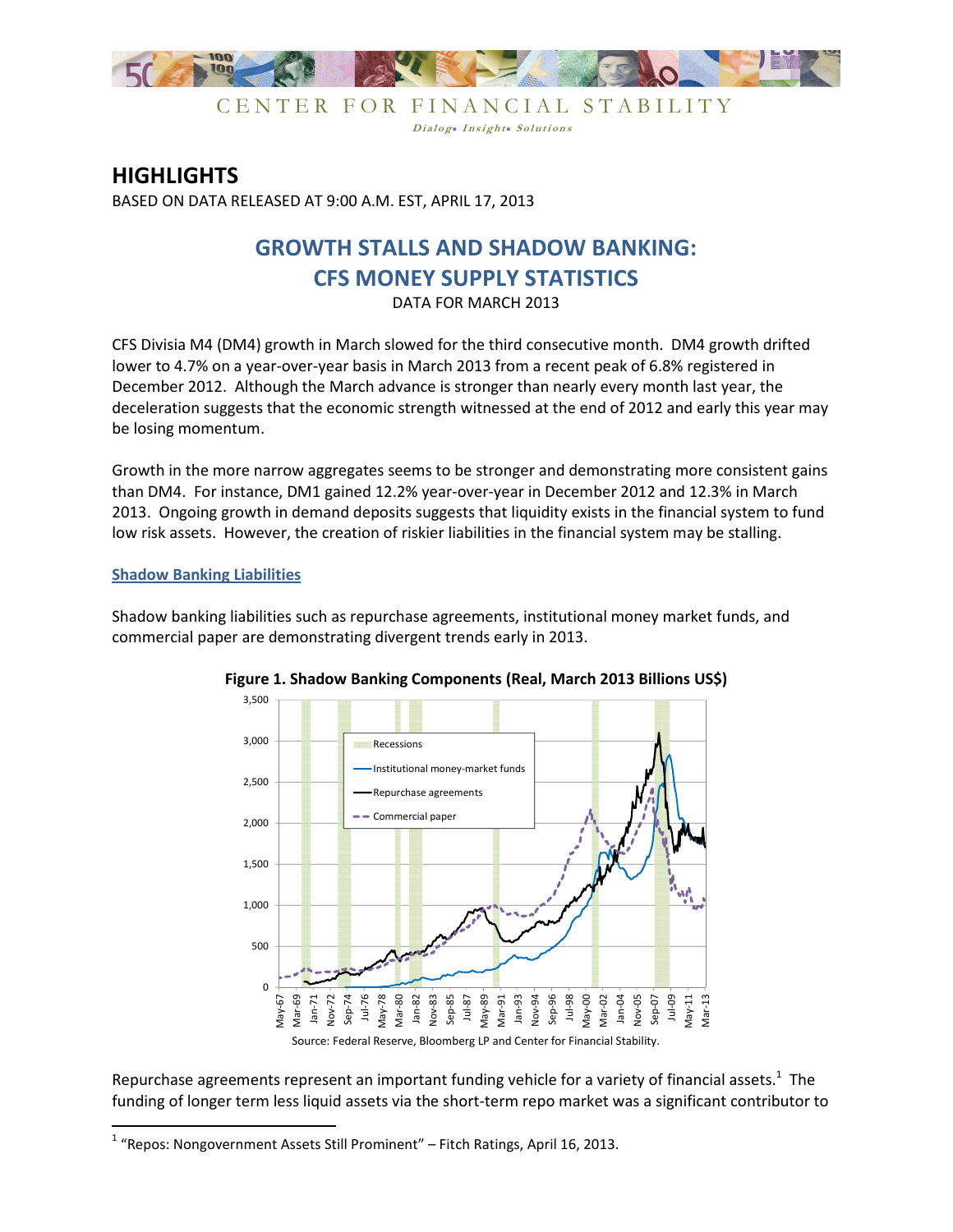CENTER FOR FINANCIAL STABILITY

*Dialog• Insight• Solutions*

# HIGHLIGHTS

BASED ON DATA RELEASED AT 9:00 A.M. EST, APRIL 17, 2013

## GROWTH STALLS AND SHADOW BANKING: CFS MONEY SUPPLY STATISTICS

DATA FOR MARCH 2013

CFS Divisia M4 (DM4) growth in March slowed for the third consecutive month. DM4 growth drifted lower to 4.7% on a year-over-year basis in March 2013 from a recent peak of 6.8% registered in December 2012. Although the March advance is stronger than nearly every month last year, the deceleration suggests that the economic strength witnessed at the end of 2012 and early this year may be losing momentum.

Growth in the more narrow aggregates seems to be stronger and demonstrating more consistent gains than DM4. For instance, DM1 gained 12.2% year-over-year in December 2012 and 12.3% in March 2013. Ongoing growth in demand deposits suggests that liquidity exists in the financial system to fund low risk assets. However, the creation of riskier liabilities in the financial system may be stalling.

### Shadow Banking Liabilities

Shadow banking liabilities such as repurchase agreements, institutional money market funds, and commercial paper are demonstrating divergent trends early in 2013.

**Figure 1. Shadow Banking Components (Real, March 2013 Billions US$)**

Source: Federal Reserve, Bloomberg LP and Center for Financial Stability.

Repurchase agreements represent an important funding vehicle for a variety of financial assets.[1] The funding of longer term less liquid assets via the short-term repo market was a significant contributor to

[1] "Repos: Nongovernment Assets Still Prominent" – Fitch Ratings, April 16, 2013.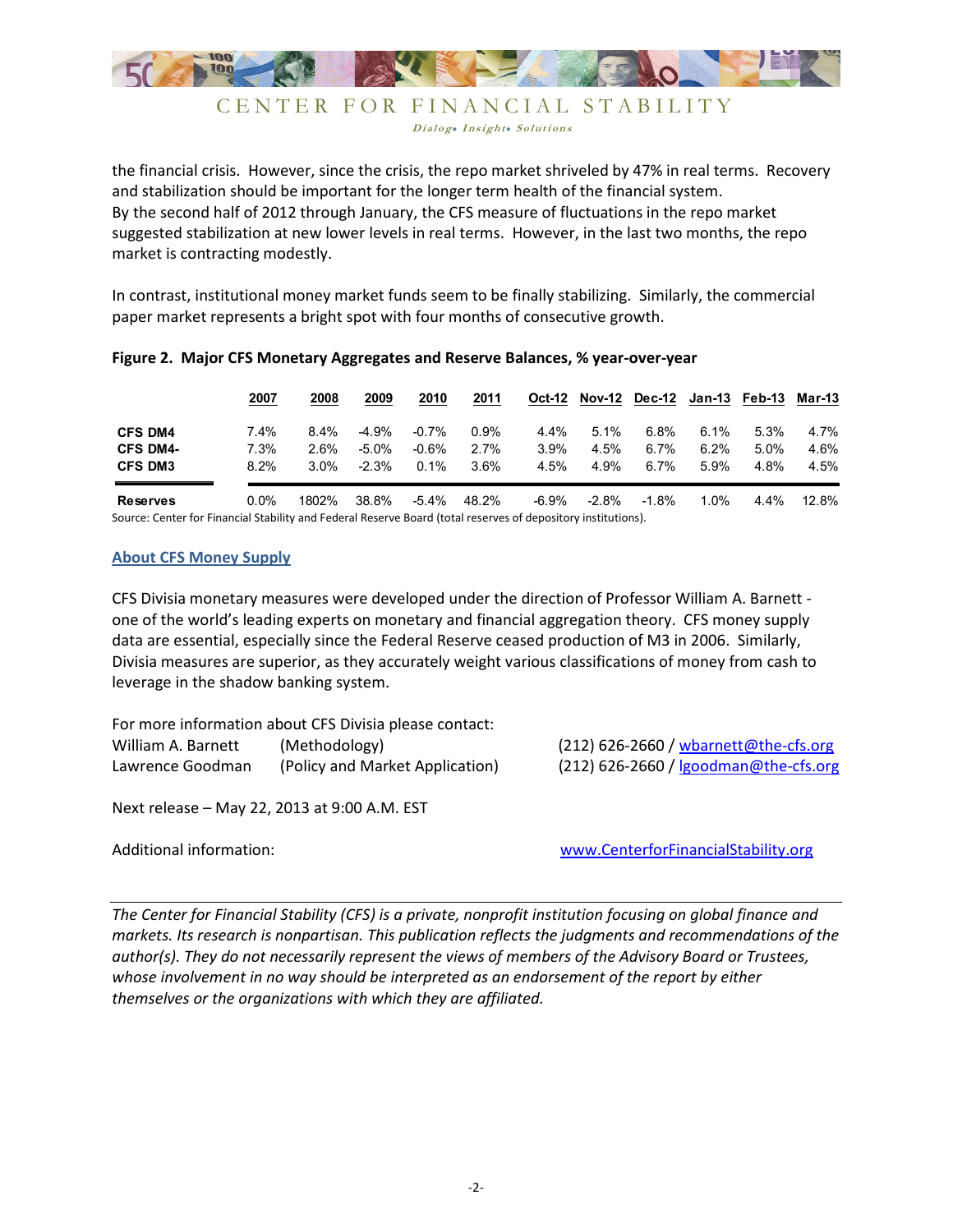the financial crisis. However, since the crisis, the repo market shriveled by 47% in real terms. Recovery and stabilization should be important for the longer term health of the financial system. By the second half of 2012 through January, the CFS measure of fluctuations in the repo market suggested stabilization at new lower levels in real terms. However, in the last two months, the repo market is contracting modestly.

In contrast, institutional money market funds seem to be finally stabilizing. Similarly, the commercial paper market represents a bright spot with four months of consecutive growth.

**Figure 2. Major CFS Monetary Aggregates and Reserve Balances, % year-over-year**

| | 2007 | 2008 | 2009 | 2010 | 2011 | Oct-12 | Nov-12 | Dec-12 | Jan-13 | Feb-13 | Mar-13 |
|---|---|---|---|---|---|---|---|---|---|---|---|
| **CFS DM4** | 7.4% | 8.4% | -4.9% | -0.7% | 0.9% | 4.4% | 5.1% | 6.8% | 6.1% | 5.3% | 4.7% |
| **CFS DM4-** | 7.3% | 2.6% | -5.0% | -0.6% | 2.7% | 3.9% | 4.5% | 6.7% | 6.2% | 5.0% | 4.6% |
| **CFS DM3** | 8.2% | 3.0% | -2.3% | 0.1% | 3.6% | 4.5% | 4.9% | 6.7% | 5.9% | 4.8% | 4.5% |
| **Reserves** | 0.0% | 1802% | 38.8% | -5.4% | 48.2% | -6.9% | -2.8% | -1.8% | 1.0% | 4.4% | 12.8% |

Source: Center for Financial Stability and Federal Reserve Board (total reserves of depository institutions).

## About CFS Money Supply

CFS Divisia monetary measures were developed under the direction of Professor William A. Barnett - one of the world's leading experts on monetary and financial aggregation theory. CFS money supply data are essential, especially since the Federal Reserve ceased production of M3 in 2006. Similarly, Divisia measures are superior, as they accurately weight various classifications of money from cash to leverage in the shadow banking system.

For more information about CFS Divisia please contact:

William A. Barnett (Methodology) (212) 626-2660 / wbarnett@the-cfs.org

Lawrence Goodman (Policy and Market Application) (212) 626-2660 / lgoodman@the-cfs.org

Next release – May 22, 2013 at 9:00 A.M. EST

Additional information: www.CenterforFinancialStability.org

*The Center for Financial Stability (CFS) is a private, nonprofit institution focusing on global finance and markets. Its research is nonpartisan. This publication reflects the judgments and recommendations of the author(s). They do not necessarily represent the views of members of the Advisory Board or Trustees, whose involvement in no way should be interpreted as an endorsement of the report by either themselves or the organizations with which they are affiliated.*